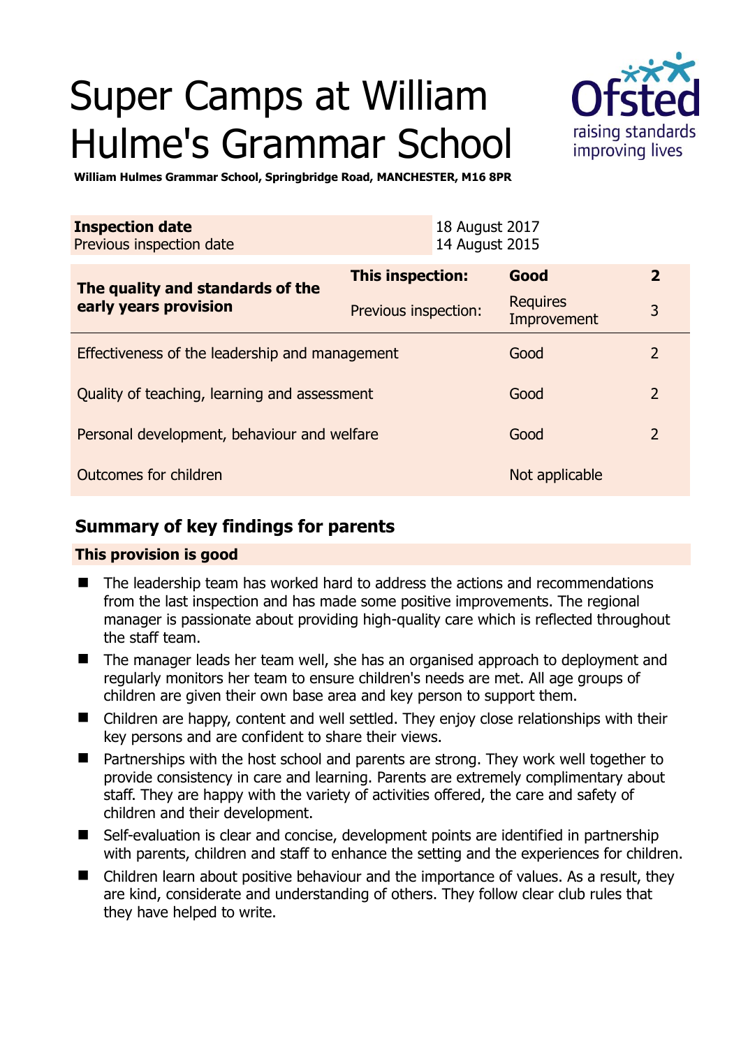# Super Camps at William Hulme's Grammar School

**William Hulmes Grammar School, Springbridge Road, MANCHESTER, M16 8PR**

| **Inspection date** | 18 August 2017 |
|---|---|
| Previous inspection date | 14 August 2015 |

| **The quality and standards of the early years provision** | **This inspection:** | **Good** | **2** |
|---|---|---|---|
| | Previous inspection: | Requires Improvement | 3 |
| Effectiveness of the leadership and management | | Good | 2 |
| Quality of teaching, learning and assessment | | Good | 2 |
| Personal development, behaviour and welfare | | Good | 2 |
| Outcomes for children | | Not applicable | |

## Summary of key findings for parents

**This provision is good**

- The leadership team has worked hard to address the actions and recommendations from the last inspection and has made some positive improvements. The regional manager is passionate about providing high-quality care which is reflected throughout the staff team.
- The manager leads her team well, she has an organised approach to deployment and regularly monitors her team to ensure children's needs are met. All age groups of children are given their own base area and key person to support them.
- Children are happy, content and well settled. They enjoy close relationships with their key persons and are confident to share their views.
- Partnerships with the host school and parents are strong. They work well together to provide consistency in care and learning. Parents are extremely complimentary about staff. They are happy with the variety of activities offered, the care and safety of children and their development.
- Self-evaluation is clear and concise, development points are identified in partnership with parents, children and staff to enhance the setting and the experiences for children.
- Children learn about positive behaviour and the importance of values. As a result, they are kind, considerate and understanding of others. They follow clear club rules that they have helped to write.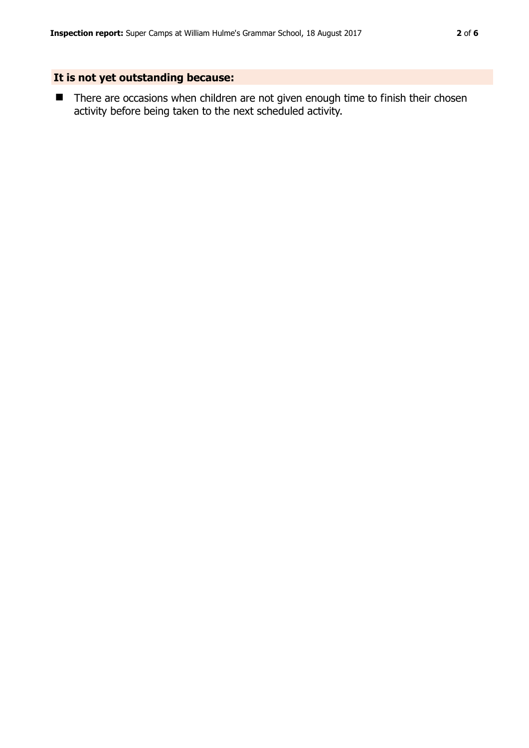## It is not yet outstanding because:

- There are occasions when children are not given enough time to finish their chosen activity before being taken to the next scheduled activity.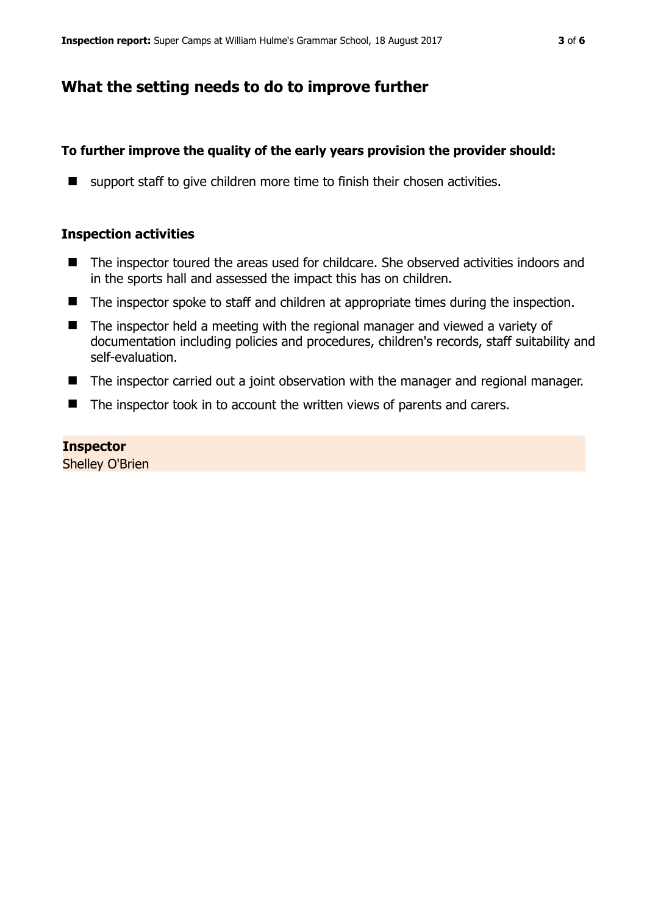## What the setting needs to do to improve further

**To further improve the quality of the early years provision the provider should:**

- support staff to give children more time to finish their chosen activities.

### Inspection activities

- The inspector toured the areas used for childcare. She observed activities indoors and in the sports hall and assessed the impact this has on children.
- The inspector spoke to staff and children at appropriate times during the inspection.
- The inspector held a meeting with the regional manager and viewed a variety of documentation including policies and procedures, children's records, staff suitability and self-evaluation.
- The inspector carried out a joint observation with the manager and regional manager.
- The inspector took in to account the written views of parents and carers.

**Inspector**
Shelley O'Brien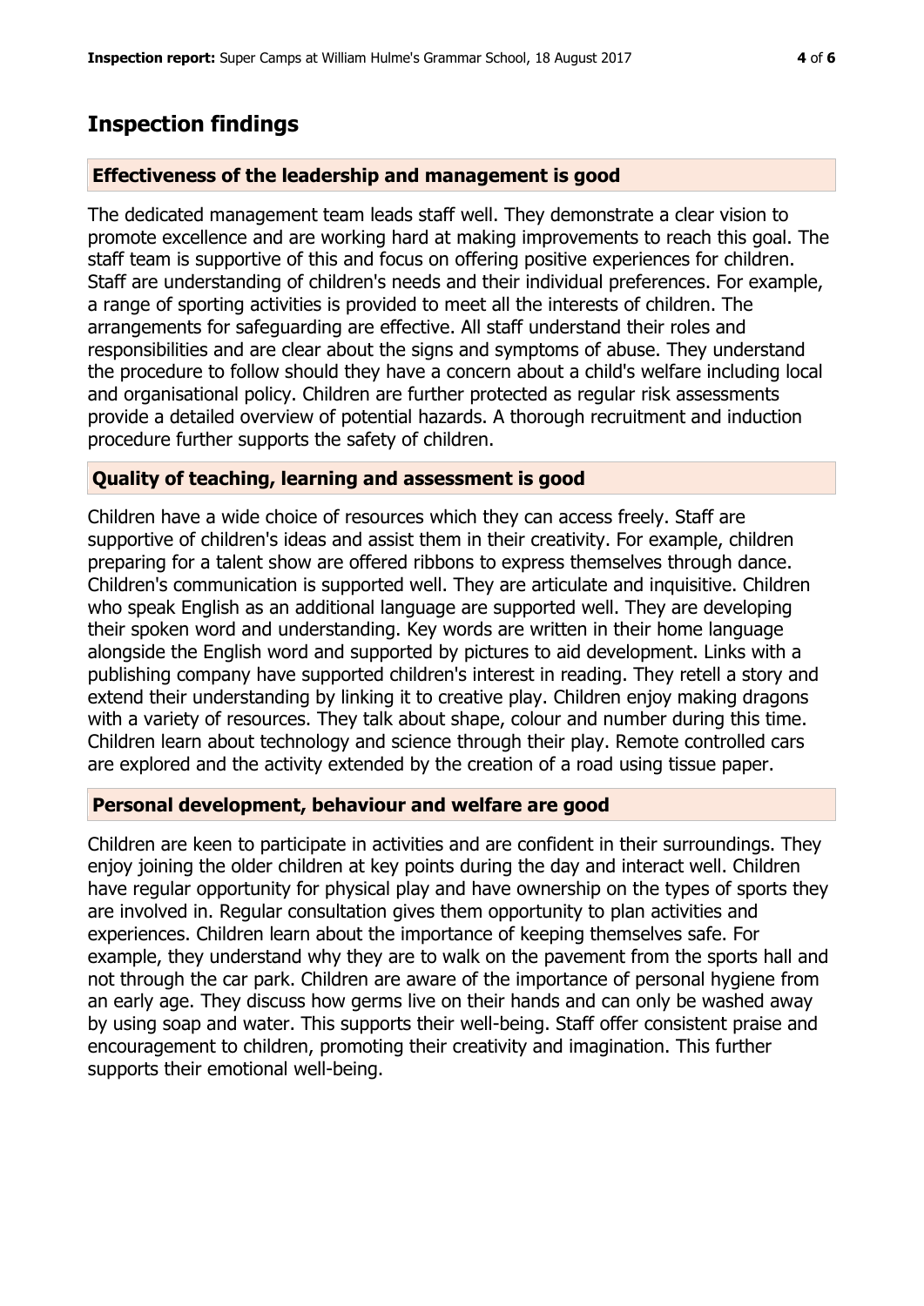## Inspection findings

### Effectiveness of the leadership and management is good

The dedicated management team leads staff well. They demonstrate a clear vision to promote excellence and are working hard at making improvements to reach this goal. The staff team is supportive of this and focus on offering positive experiences for children. Staff are understanding of children's needs and their individual preferences. For example, a range of sporting activities is provided to meet all the interests of children. The arrangements for safeguarding are effective. All staff understand their roles and responsibilities and are clear about the signs and symptoms of abuse. They understand the procedure to follow should they have a concern about a child's welfare including local and organisational policy. Children are further protected as regular risk assessments provide a detailed overview of potential hazards. A thorough recruitment and induction procedure further supports the safety of children.

### Quality of teaching, learning and assessment is good

Children have a wide choice of resources which they can access freely. Staff are supportive of children's ideas and assist them in their creativity. For example, children preparing for a talent show are offered ribbons to express themselves through dance. Children's communication is supported well. They are articulate and inquisitive. Children who speak English as an additional language are supported well. They are developing their spoken word and understanding. Key words are written in their home language alongside the English word and supported by pictures to aid development. Links with a publishing company have supported children's interest in reading. They retell a story and extend their understanding by linking it to creative play. Children enjoy making dragons with a variety of resources. They talk about shape, colour and number during this time. Children learn about technology and science through their play. Remote controlled cars are explored and the activity extended by the creation of a road using tissue paper.

### Personal development, behaviour and welfare are good

Children are keen to participate in activities and are confident in their surroundings. They enjoy joining the older children at key points during the day and interact well. Children have regular opportunity for physical play and have ownership on the types of sports they are involved in. Regular consultation gives them opportunity to plan activities and experiences. Children learn about the importance of keeping themselves safe. For example, they understand why they are to walk on the pavement from the sports hall and not through the car park. Children are aware of the importance of personal hygiene from an early age. They discuss how germs live on their hands and can only be washed away by using soap and water. This supports their well-being. Staff offer consistent praise and encouragement to children, promoting their creativity and imagination. This further supports their emotional well-being.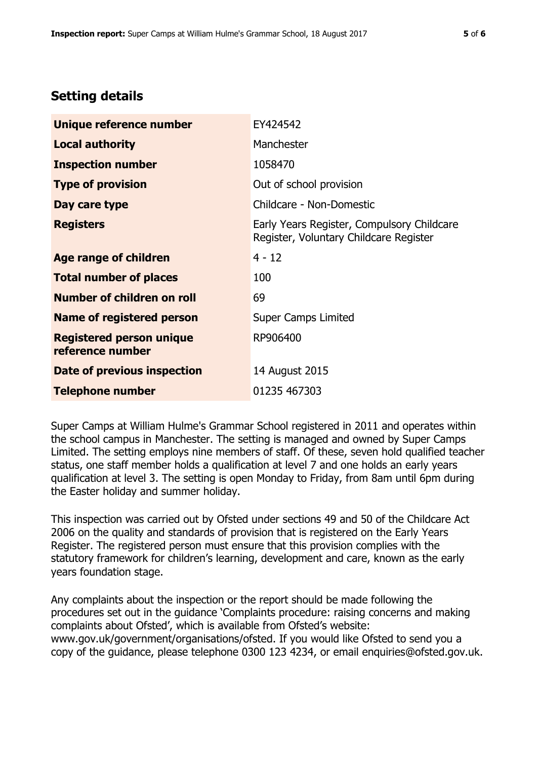## Setting details

| | |
|---|---|
| **Unique reference number** | EY424542 |
| **Local authority** | Manchester |
| **Inspection number** | 1058470 |
| **Type of provision** | Out of school provision |
| **Day care type** | Childcare - Non-Domestic |
| **Registers** | Early Years Register, Compulsory Childcare Register, Voluntary Childcare Register |
| **Age range of children** | 4 - 12 |
| **Total number of places** | 100 |
| **Number of children on roll** | 69 |
| **Name of registered person** | Super Camps Limited |
| **Registered person unique reference number** | RP906400 |
| **Date of previous inspection** | 14 August 2015 |
| **Telephone number** | 01235 467303 |

Super Camps at William Hulme's Grammar School registered in 2011 and operates within the school campus in Manchester. The setting is managed and owned by Super Camps Limited. The setting employs nine members of staff. Of these, seven hold qualified teacher status, one staff member holds a qualification at level 7 and one holds an early years qualification at level 3. The setting is open Monday to Friday, from 8am until 6pm during the Easter holiday and summer holiday.

This inspection was carried out by Ofsted under sections 49 and 50 of the Childcare Act 2006 on the quality and standards of provision that is registered on the Early Years Register. The registered person must ensure that this provision complies with the statutory framework for children's learning, development and care, known as the early years foundation stage.

Any complaints about the inspection or the report should be made following the procedures set out in the guidance 'Complaints procedure: raising concerns and making complaints about Ofsted', which is available from Ofsted's website: www.gov.uk/government/organisations/ofsted. If you would like Ofsted to send you a copy of the guidance, please telephone 0300 123 4234, or email enquiries@ofsted.gov.uk.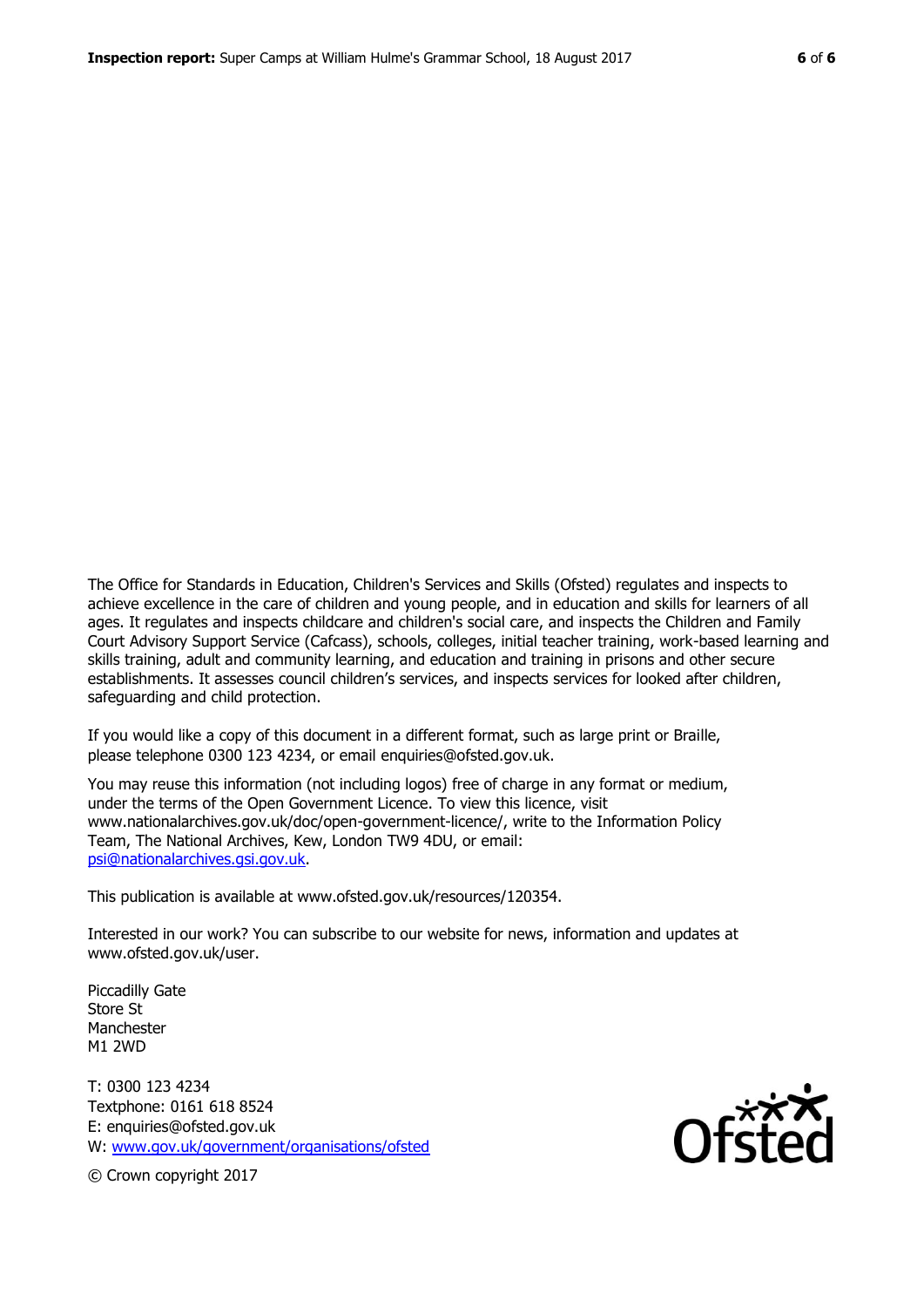The Office for Standards in Education, Children's Services and Skills (Ofsted) regulates and inspects to achieve excellence in the care of children and young people, and in education and skills for learners of all ages. It regulates and inspects childcare and children's social care, and inspects the Children and Family Court Advisory Support Service (Cafcass), schools, colleges, initial teacher training, work-based learning and skills training, adult and community learning, and education and training in prisons and other secure establishments. It assesses council children's services, and inspects services for looked after children, safeguarding and child protection.

If you would like a copy of this document in a different format, such as large print or Braille, please telephone 0300 123 4234, or email enquiries@ofsted.gov.uk.

You may reuse this information (not including logos) free of charge in any format or medium, under the terms of the Open Government Licence. To view this licence, visit www.nationalarchives.gov.uk/doc/open-government-licence/, write to the Information Policy Team, The National Archives, Kew, London TW9 4DU, or email: psi@nationalarchives.gsi.gov.uk.

This publication is available at www.ofsted.gov.uk/resources/120354.

Interested in our work? You can subscribe to our website for news, information and updates at www.ofsted.gov.uk/user.

Piccadilly Gate
Store St
Manchester
M1 2WD

T: 0300 123 4234
Textphone: 0161 618 8524
E: enquiries@ofsted.gov.uk
W: www.gov.uk/government/organisations/ofsted

© Crown copyright 2017

Ofsted